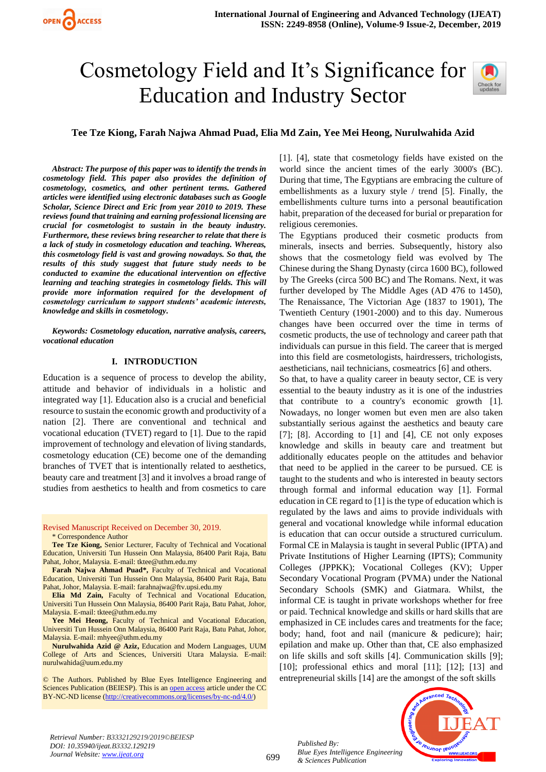# Cosmetology Field and It's Significance for Education and Industry Sector

**Tee Tze Kiong, Farah Najwa Ahmad Puad, Elia Md Zain, Yee Mei Heong, Nurulwahida Azid**

***Abstract: The purpose of this paper was to identify the trends in cosmetology field. This paper also provides the definition of cosmetology, cosmetics, and other pertinent terms. Gathered articles were identified using electronic databases such as Google Scholar, Science Direct and Eric from year 2010 to 2019. These reviews found that training and earning professional licensing are crucial for cosmetologist to sustain in the beauty industry. Furthermore, these reviews bring researcher to relate that there is a lack of study in cosmetology education and teaching. Whereas, this cosmetology field is vast and growing nowadays. So that, the results of this study suggest that future study needs to be conducted to examine the educational intervention on effective learning and teaching strategies in cosmetology fields. This will provide more information required for the development of cosmetology curriculum to support students' academic interests, knowledge and skills in cosmetology.***

***Keywords: Cosmetology education, narrative analysis, careers, vocational education***

## I. INTRODUCTION

Education is a sequence of process to develop the ability, attitude and behavior of individuals in a holistic and integrated way [1]. Education also is a crucial and beneficial resource to sustain the economic growth and productivity of a nation [2]. There are conventional and technical and vocational education (TVET) regard to [1]. Due to the rapid improvement of technology and elevation of living standards, cosmetology education (CE) become one of the demanding branches of TVET that is intentionally related to aesthetics, beauty care and treatment [3] and it involves a broad range of studies from aesthetics to health and from cosmetics to care [1]. [4], state that cosmetology fields have existed on the world since the ancient times of the early 3000's (BC). During that time, The Egyptians are embracing the culture of embellishments as a luxury style / trend [5]. Finally, the embellishments culture turns into a personal beautification habit, preparation of the deceased for burial or preparation for religious ceremonies.

The Egyptians produced their cosmetic products from minerals, insects and berries. Subsequently, history also shows that the cosmetology field was evolved by The Chinese during the Shang Dynasty (circa 1600 BC), followed by The Greeks (circa 500 BC) and The Romans. Next, it was further developed by The Middle Ages (AD 476 to 1450), The Renaissance, The Victorian Age (1837 to 1901), The Twentieth Century (1901-2000) and to this day. Numerous changes have been occurred over the time in terms of cosmetic products, the use of technology and career path that individuals can pursue in this field. The career that is merged into this field are cosmetologists, hairdressers, trichologists, aestheticians, nail technicians, cosmeatrics [6] and others.

So that, to have a quality career in beauty sector, CE is very essential to the beauty industry as it is one of the industries that contribute to a country's economic growth [1]. Nowadays, no longer women but even men are also taken substantially serious against the aesthetics and beauty care [7]; [8]. According to [1] and [4], CE not only exposes knowledge and skills in beauty care and treatment but additionally educates people on the attitudes and behavior that need to be applied in the career to be pursued. CE is taught to the students and who is interested in beauty sectors through formal and informal education way [1]. Formal education in CE regard to [1] is the type of education which is regulated by the laws and aims to provide individuals with general and vocational knowledge while informal education is education that can occur outside a structured curriculum. Formal CE in Malaysia is taught in several Public (IPTA) and Private Institutions of Higher Learning (IPTS); Community Colleges (JPPKK); Vocational Colleges (KV); Upper Secondary Vocational Program (PVMA) under the National Secondary Schools (SMK) and Giatmara. Whilst, the informal CE is taught in private workshops whether for free or paid. Technical knowledge and skills or hard skills that are emphasized in CE includes cares and treatments for the face; body; hand, foot and nail (manicure & pedicure); hair; epilation and make up. Other than that, CE also emphasized on life skills and soft skills [4]. Communication skills [9]; [10]; professional ethics and moral [11]; [12]; [13] and entrepreneurial skills [14] are the amongst of the soft skills

Revised Manuscript Received on December 30, 2019.

\* Correspondence Author

**Tee Tze Kiong,** Senior Lecturer, Faculty of Technical and Vocational Education, Universiti Tun Hussein Onn Malaysia, 86400 Parit Raja, Batu Pahat, Johor, Malaysia. E-mail: tktee@uthm.edu.my

**Farah Najwa Ahmad Puad\*,** Faculty of Technical and Vocational Education, Universiti Tun Hussein Onn Malaysia, 86400 Parit Raja, Batu Pahat, Johor, Malaysia. E-mail: farahnajwa@ftv.upsi.edu.my

**Elia Md Zain,** Faculty of Technical and Vocational Education, Universiti Tun Hussein Onn Malaysia, 86400 Parit Raja, Batu Pahat, Johor, Malaysia. E-mail: tktee@uthm.edu.my

**Yee Mei Heong,** Faculty of Technical and Vocational Education, Universiti Tun Hussein Onn Malaysia, 86400 Parit Raja, Batu Pahat, Johor, Malaysia. E-mail: mhyee@uthm.edu.my

**Nurulwahida Azid @ Aziz,** Education and Modern Languages, UUM College of Arts and Sciences, Universiti Utara Malaysia. E-mail: nurulwahida@uum.edu.my

© The Authors. Published by Blue Eyes Intelligence Engineering and Sciences Publication (BEIESP). This is an open access article under the CC BY-NC-ND license (http://creativecommons.org/licenses/by-nc-nd/4.0/)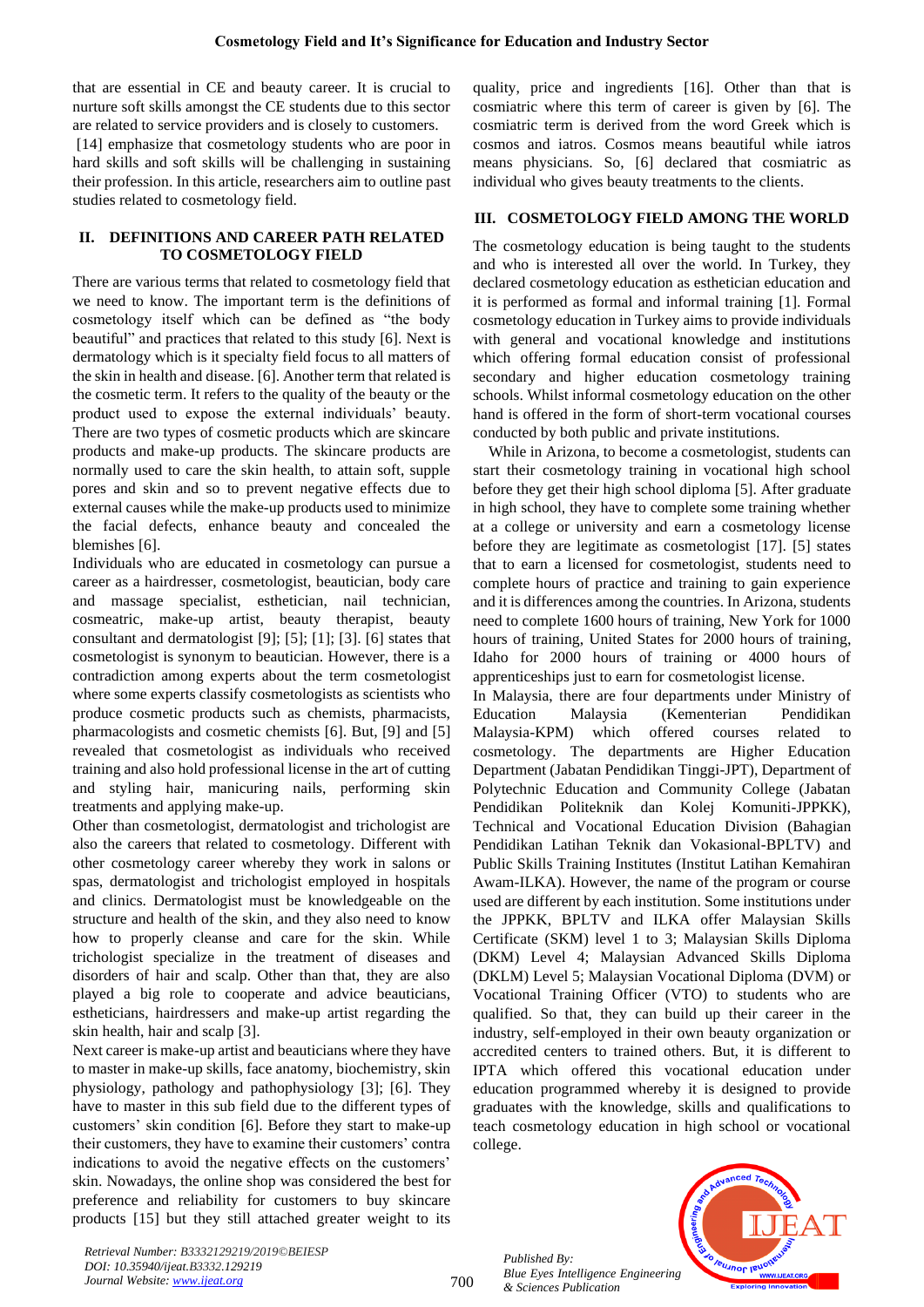that are essential in CE and beauty career. It is crucial to nurture soft skills amongst the CE students due to this sector are related to service providers and is closely to customers.

[14] emphasize that cosmetology students who are poor in hard skills and soft skills will be challenging in sustaining their profession. In this article, researchers aim to outline past studies related to cosmetology field.

## II. DEFINITIONS AND CAREER PATH RELATED TO COSMETOLOGY FIELD

There are various terms that related to cosmetology field that we need to know. The important term is the definitions of cosmetology itself which can be defined as "the body beautiful" and practices that related to this study [6]. Next is dermatology which is it specialty field focus to all matters of the skin in health and disease. [6]. Another term that related is the cosmetic term. It refers to the quality of the beauty or the product used to expose the external individuals' beauty. There are two types of cosmetic products which are skincare products and make-up products. The skincare products are normally used to care the skin health, to attain soft, supple pores and skin and so to prevent negative effects due to external causes while the make-up products used to minimize the facial defects, enhance beauty and concealed the blemishes [6].

Individuals who are educated in cosmetology can pursue a career as a hairdresser, cosmetologist, beautician, body care and massage specialist, esthetician, nail technician, cosmeatric, make-up artist, beauty therapist, beauty consultant and dermatologist [9]; [5]; [1]; [3]. [6] states that cosmetologist is synonym to beautician. However, there is a contradiction among experts about the term cosmetologist where some experts classify cosmetologists as scientists who produce cosmetic products such as chemists, pharmacists, pharmacologists and cosmetic chemists [6]. But, [9] and [5] revealed that cosmetologist as individuals who received training and also hold professional license in the art of cutting and styling hair, manicuring nails, performing skin treatments and applying make-up.

Other than cosmetologist, dermatologist and trichologist are also the careers that related to cosmetology. Different with other cosmetology career whereby they work in salons or spas, dermatologist and trichologist employed in hospitals and clinics. Dermatologist must be knowledgeable on the structure and health of the skin, and they also need to know how to properly cleanse and care for the skin. While trichologist specialize in the treatment of diseases and disorders of hair and scalp. Other than that, they are also played a big role to cooperate and advice beauticians, estheticians, hairdressers and make-up artist regarding the skin health, hair and scalp [3].

Next career is make-up artist and beauticians where they have to master in make-up skills, face anatomy, biochemistry, skin physiology, pathology and pathophysiology [3]; [6]. They have to master in this sub field due to the different types of customers' skin condition [6]. Before they start to make-up their customers, they have to examine their customers' contra indications to avoid the negative effects on the customers' skin. Nowadays, the online shop was considered the best for preference and reliability for customers to buy skincare products [15] but they still attached greater weight to its quality, price and ingredients [16]. Other than that is cosmiatric where this term of career is given by [6]. The cosmiatric term is derived from the word Greek which is cosmos and iatros. Cosmos means beautiful while iatros means physicians. So, [6] declared that cosmiatric as individual who gives beauty treatments to the clients.

## III. COSMETOLOGY FIELD AMONG THE WORLD

The cosmetology education is being taught to the students and who is interested all over the world. In Turkey, they declared cosmetology education as esthetician education and it is performed as formal and informal training [1]. Formal cosmetology education in Turkey aims to provide individuals with general and vocational knowledge and institutions which offering formal education consist of professional secondary and higher education cosmetology training schools. Whilst informal cosmetology education on the other hand is offered in the form of short-term vocational courses conducted by both public and private institutions.

While in Arizona, to become a cosmetologist, students can start their cosmetology training in vocational high school before they get their high school diploma [5]. After graduate in high school, they have to complete some training whether at a college or university and earn a cosmetology license before they are legitimate as cosmetologist [17]. [5] states that to earn a licensed for cosmetologist, students need to complete hours of practice and training to gain experience and it is differences among the countries. In Arizona, students need to complete 1600 hours of training, New York for 1000 hours of training, United States for 2000 hours of training, Idaho for 2000 hours of training or 4000 hours of apprenticeships just to earn for cosmetologist license.

In Malaysia, there are four departments under Ministry of Education Malaysia (Kementerian Pendidikan Malaysia-KPM) which offered courses related to cosmetology. The departments are Higher Education Department (Jabatan Pendidikan Tinggi-JPT), Department of Polytechnic Education and Community College (Jabatan Pendidikan Politeknik dan Kolej Komuniti-JPPKK), Technical and Vocational Education Division (Bahagian Pendidikan Latihan Teknik dan Vokasional-BPLTV) and Public Skills Training Institutes (Institut Latihan Kemahiran Awam-ILKA). However, the name of the program or course used are different by each institution. Some institutions under the JPPKK, BPLTV and ILKA offer Malaysian Skills Certificate (SKM) level 1 to 3; Malaysian Skills Diploma (DKM) Level 4; Malaysian Advanced Skills Diploma (DKLM) Level 5; Malaysian Vocational Diploma (DVM) or Vocational Training Officer (VTO) to students who are qualified. So that, they can build up their career in the industry, self-employed in their own beauty organization or accredited centers to trained others. But, it is different to IPTA which offered this vocational education under education programmed whereby it is designed to provide graduates with the knowledge, skills and qualifications to teach cosmetology education in high school or vocational college.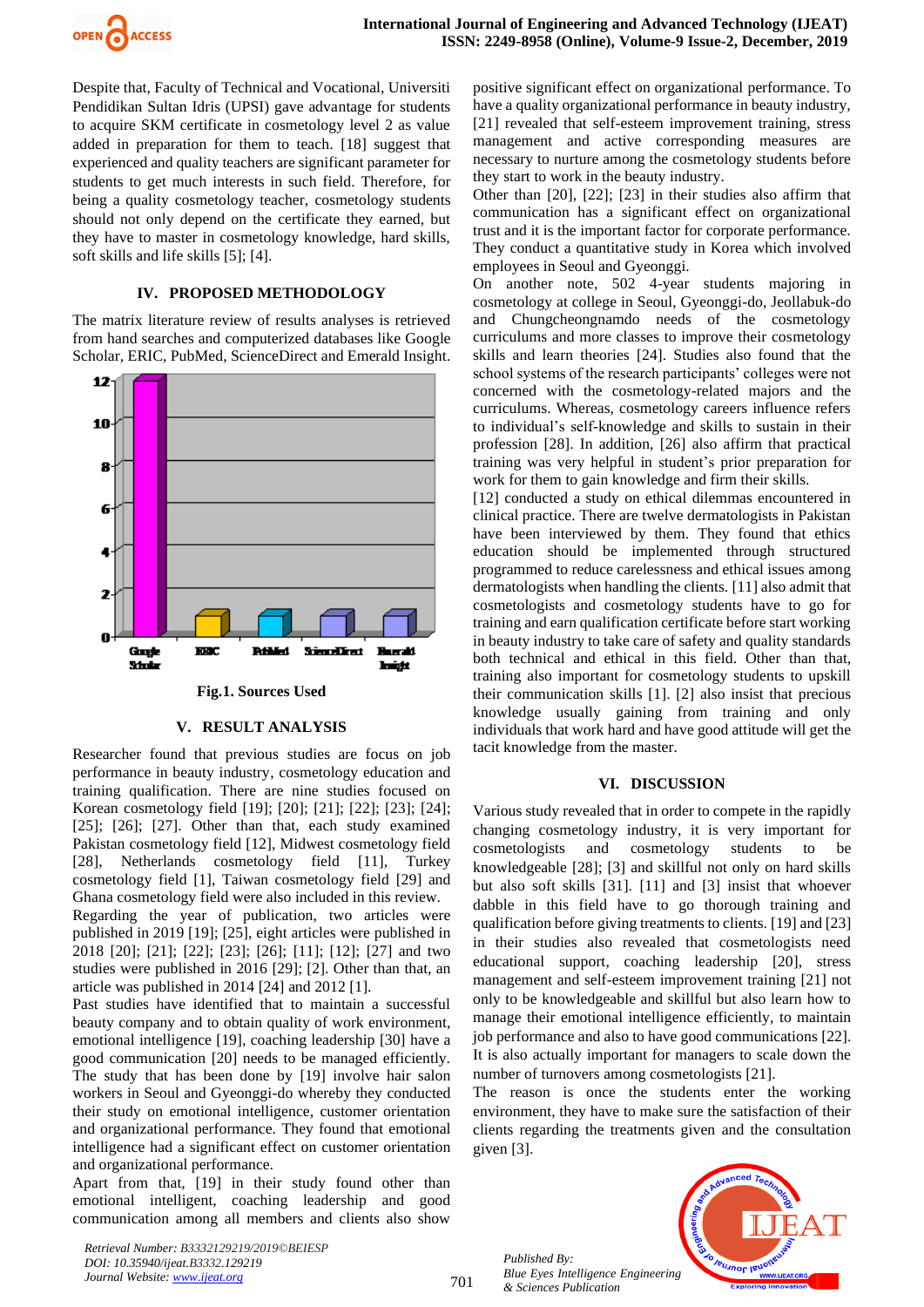Despite that, Faculty of Technical and Vocational, Universiti Pendidikan Sultan Idris (UPSI) gave advantage for students to acquire SKM certificate in cosmetology level 2 as value added in preparation for them to teach. [18] suggest that experienced and quality teachers are significant parameter for students to get much interests in such field. Therefore, for being a quality cosmetology teacher, cosmetology students should not only depend on the certificate they earned, but they have to master in cosmetology knowledge, hard skills, soft skills and life skills [5]; [4].

## IV. PROPOSED METHODOLOGY

The matrix literature review of results analyses is retrieved from hand searches and computerized databases like Google Scholar, ERIC, PubMed, ScienceDirect and Emerald Insight.

**Fig.1. Sources Used**

## V. RESULT ANALYSIS

Researcher found that previous studies are focus on job performance in beauty industry, cosmetology education and training qualification. There are nine studies focused on Korean cosmetology field [19]; [20]; [21]; [22]; [23]; [24]; [25]; [26]; [27]. Other than that, each study examined Pakistan cosmetology field [12], Midwest cosmetology field [28], Netherlands cosmetology field [11], Turkey cosmetology field [1], Taiwan cosmetology field [29] and Ghana cosmetology field were also included in this review.

Regarding the year of publication, two articles were published in 2019 [19]; [25], eight articles were published in 2018 [20]; [21]; [22]; [23]; [26]; [11]; [12]; [27] and two studies were published in 2016 [29]; [2]. Other than that, an article was published in 2014 [24] and 2012 [1].

Past studies have identified that to maintain a successful beauty company and to obtain quality of work environment, emotional intelligence [19], coaching leadership [30] have a good communication [20] needs to be managed efficiently. The study that has been done by [19] involve hair salon workers in Seoul and Gyeonggi-do whereby they conducted their study on emotional intelligence, customer orientation and organizational performance. They found that emotional intelligence had a significant effect on customer orientation and organizational performance.

Apart from that, [19] in their study found other than emotional intelligent, coaching leadership and good communication among all members and clients also show positive significant effect on organizational performance. To have a quality organizational performance in beauty industry, [21] revealed that self-esteem improvement training, stress management and active corresponding measures are necessary to nurture among the cosmetology students before they start to work in the beauty industry.

Other than [20], [22]; [23] in their studies also affirm that communication has a significant effect on organizational trust and it is the important factor for corporate performance. They conduct a quantitative study in Korea which involved employees in Seoul and Gyeonggi.

On another note, 502 4-year students majoring in cosmetology at college in Seoul, Gyeonggi-do, Jeollabuk-do and Chungcheongnamdo needs of the cosmetology curriculums and more classes to improve their cosmetology skills and learn theories [24]. Studies also found that the school systems of the research participants' colleges were not concerned with the cosmetology-related majors and the curriculums. Whereas, cosmetology careers influence refers to individual's self-knowledge and skills to sustain in their profession [28]. In addition, [26] also affirm that practical training was very helpful in student's prior preparation for work for them to gain knowledge and firm their skills.

[12] conducted a study on ethical dilemmas encountered in clinical practice. There are twelve dermatologists in Pakistan have been interviewed by them. They found that ethics education should be implemented through structured programmed to reduce carelessness and ethical issues among dermatologists when handling the clients. [11] also admit that cosmetologists and cosmetology students have to go for training and earn qualification certificate before start working in beauty industry to take care of safety and quality standards both technical and ethical in this field. Other than that, training also important for cosmetology students to upskill their communication skills [1]. [2] also insist that precious knowledge usually gaining from training and only individuals that work hard and have good attitude will get the tacit knowledge from the master.

## VI. DISCUSSION

Various study revealed that in order to compete in the rapidly changing cosmetology industry, it is very important for cosmetologists and cosmetology students to be knowledgeable [28]; [3] and skillful not only on hard skills but also soft skills [31]. [11] and [3] insist that whoever dabble in this field have to go thorough training and qualification before giving treatments to clients. [19] and [23] in their studies also revealed that cosmetologists need educational support, coaching leadership [20], stress management and self-esteem improvement training [21] not only to be knowledgeable and skillful but also learn how to manage their emotional intelligence efficiently, to maintain job performance and also to have good communications [22]. It is also actually important for managers to scale down the number of turnovers among cosmetologists [21].

The reason is once the students enter the working environment, they have to make sure the satisfaction of their clients regarding the treatments given and the consultation given [3].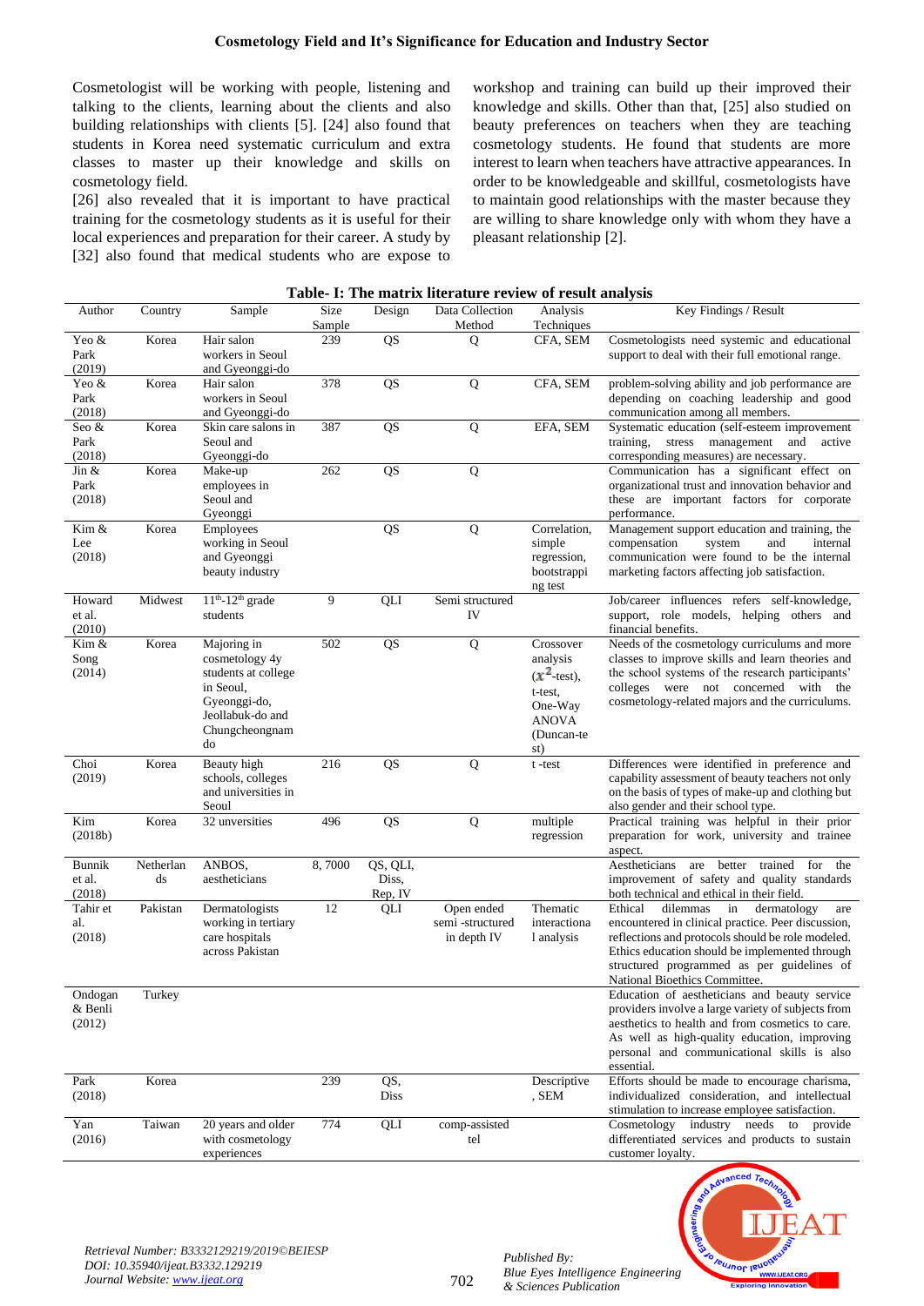Cosmetologist will be working with people, listening and talking to the clients, learning about the clients and also building relationships with clients [5]. [24] also found that students in Korea need systematic curriculum and extra classes to master up their knowledge and skills on cosmetology field.

[26] also revealed that it is important to have practical training for the cosmetology students as it is useful for their local experiences and preparation for their career. A study by [32] also found that medical students who are expose to workshop and training can build up their improved their knowledge and skills. Other than that, [25] also studied on beauty preferences on teachers when they are teaching cosmetology students. He found that students are more interest to learn when teachers have attractive appearances. In order to be knowledgeable and skillful, cosmetologists have to maintain good relationships with the master because they are willing to share knowledge only with whom they have a pleasant relationship [2].

**Table- I: The matrix literature review of result analysis**

| Author | Country | Sample | Size Sample | Design | Data Collection Method | Analysis Techniques | Key Findings / Result |
|---|---|---|---|---|---|---|---|
| Yeo & Park (2019) | Korea | Hair salon workers in Seoul and Gyeonggi-do | 239 | QS | Q | CFA, SEM | Cosmetologists need systemic and educational support to deal with their full emotional range. |
| Yeo & Park (2018) | Korea | Hair salon workers in Seoul and Gyeonggi-do | 378 | QS | Q | CFA, SEM | problem-solving ability and job performance are depending on coaching leadership and good communication among all members. |
| Seo & Park (2018) | Korea | Skin care salons in Seoul and Gyeonggi-do | 387 | QS | Q | EFA, SEM | Systematic education (self-esteem improvement training, stress management and active corresponding measures) are necessary. |
| Jin & Park (2018) | Korea | Make-up employees in Seoul and Gyeonggi | 262 | QS | Q | | Communication has a significant effect on organizational trust and innovation behavior and these are important factors for corporate performance. |
| Kim & Lee (2018) | Korea | Employees working in Seoul and Gyeonggi beauty industry | | QS | Q | Correlation, simple regression, bootstrapping test | Management support education and training, the compensation system and internal communication were found to be the internal marketing factors affecting job satisfaction. |
| Howard et al. (2010) | Midwest | $11^{th}$-$12^{th}$ grade students | 9 | QLI | Semi structured IV | | Job/career influences refers self-knowledge, support, role models, helping others and financial benefits. |
| Kim & Song (2014) | Korea | Majoring in cosmetology 4y students at college in Seoul, Gyeonggi-do, Jeollabuk-do and Chungcheongnam do | 502 | QS | Q | Crossover analysis ($x^2$-test), t-test, One-Way ANOVA (Duncan-test) | Needs of the cosmetology curriculums and more classes to improve skills and learn theories and the school systems of the research participants' colleges were not concerned with the cosmetology-related majors and the curriculums. |
| Choi (2019) | Korea | Beauty high schools, colleges and universities in Seoul | 216 | QS | Q | t -test | Differences were identified in preference and capability assessment of beauty teachers not only on the basis of types of make-up and clothing but also gender and their school type. |
| Kim (2018b) | Korea | 32 unversities | 496 | QS | Q | multiple regression | Practical training was helpful in their prior preparation for work, university and trainee aspect. |
| Bunnik et al. (2018) | Netherlands | ANBOS, aestheticians | 8, 7000 | QS, QLI, Diss, Rep, IV | | | Aestheticians are better trained for the improvement of safety and quality standards both technical and ethical in their field. |
| Tahir et al. (2018) | Pakistan | Dermatologists working in tertiary care hospitals across Pakistan | 12 | QLI | Open ended semi -structured in depth IV | Thematic interactional analysis | Ethical dilemmas in dermatology are encountered in clinical practice. Peer discussion, reflections and protocols should be role modeled. Ethics education should be implemented through structured programmed as per guidelines of National Bioethics Committee. |
| Ondogan & Benli (2012) | Turkey | | | | | | Education of aestheticians and beauty service providers involve a large variety of subjects from aesthetics to health and from cosmetics to care. As well as high-quality education, improving personal and communicational skills is also essential. |
| Park (2018) | Korea | | 239 | QS, Diss | | Descriptive , SEM | Efforts should be made to encourage charisma, individualized consideration, and intellectual stimulation to increase employee satisfaction. |
| Yan (2016) | Taiwan | 20 years and older with cosmetology experiences | 774 | QLI | comp-assisted tel | | Cosmetology industry needs to provide differentiated services and products to sustain customer loyalty. |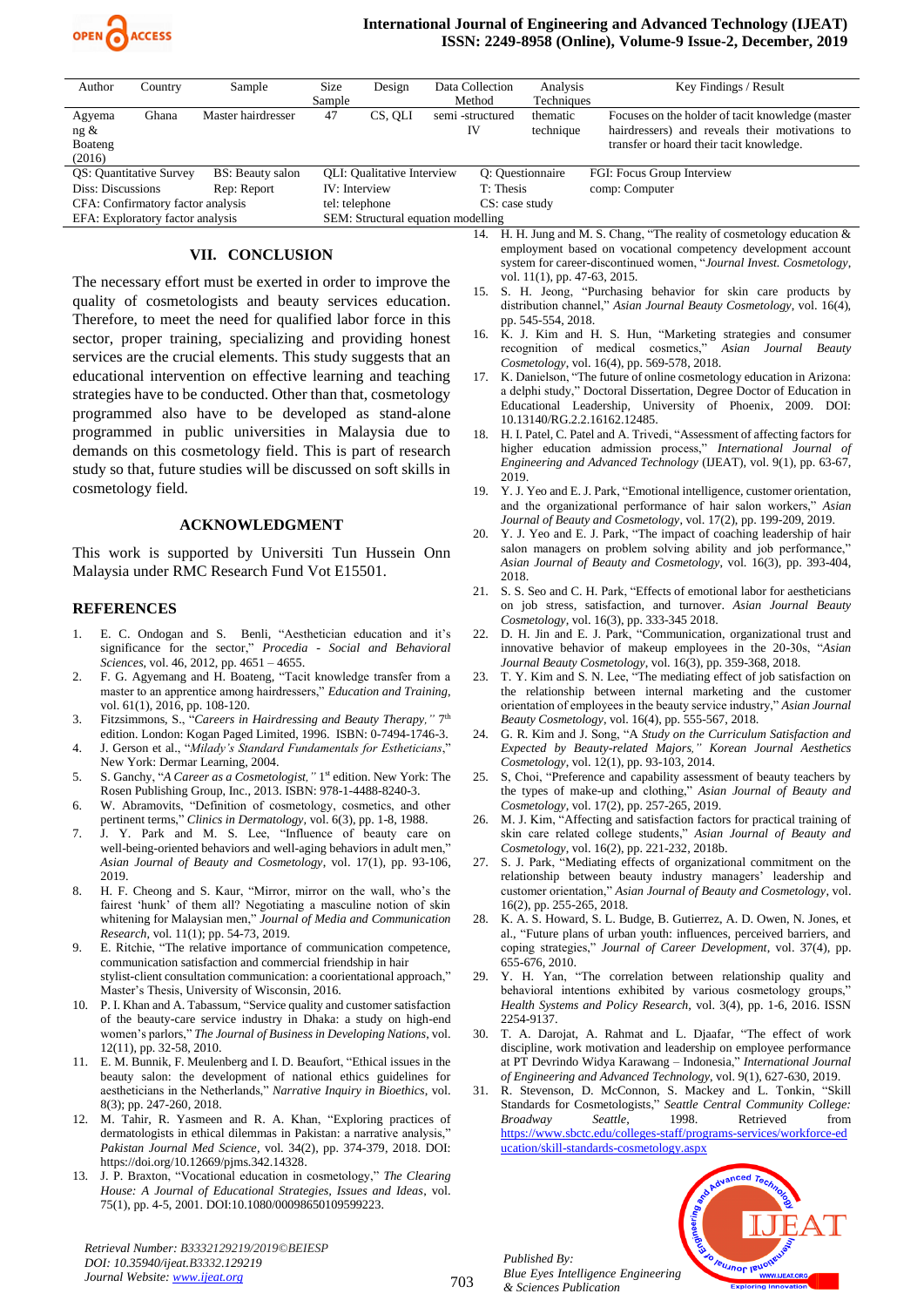| Author | Country | Sample | Size Sample | Design | Data Collection Method | Analysis Techniques | Key Findings / Result |
|---|---|---|---|---|---|---|---|
| Agyemang & Boateng (2016) | Ghana | Master hairdresser | 47 | CS, QLI | semi -structured IV | thematic technique | Focuses on the holder of tacit knowledge (master hairdressers) and reveals their motivations to transfer or hoard their tacit knowledge. |

QS: Quantitative Survey | BS: Beauty salon | QLI: Qualitative Interview | Q: Questionnaire | FGI: Focus Group Interview
Diss: Discussions | Rep: Report | IV: Interview | T: Thesis | comp: Computer
CFA: Confirmatory factor analysis | tel: telephone | CS: case study
EFA: Exploratory factor analysis | SEM: Structural equation modelling

## VII. CONCLUSION

The necessary effort must be exerted in order to improve the quality of cosmetologists and beauty services education. Therefore, to meet the need for qualified labor force in this sector, proper training, specializing and providing honest services are the crucial elements. This study suggests that an educational intervention on effective learning and teaching strategies have to be conducted. Other than that, cosmetology programmed also have to be developed as stand-alone programmed in public universities in Malaysia due to demands on this cosmetology field. This is part of research study so that, future studies will be discussed on soft skills in cosmetology field.

## ACKNOWLEDGMENT

This work is supported by Universiti Tun Hussein Onn Malaysia under RMC Research Fund Vot E15501.

## REFERENCES

1. E. C. Ondogan and S. Benli, "Aesthetician education and it's significance for the sector," *Procedia - Social and Behavioral Sciences*, vol. 46, 2012, pp. 4651 – 4655.
2. F. G. Agyemang and H. Boateng, "Tacit knowledge transfer from a master to an apprentice among hairdressers," *Education and Training*, vol. 61(1), 2016, pp. 108-120.
3. Fitzsimmons, S., "*Careers in Hairdressing and Beauty Therapy,"* 7th edition. London: Kogan Paged Limited, 1996. ISBN: 0-7494-1746-3.
4. J. Gerson et al., "*Milady's Standard Fundamentals for Estheticians*," New York: Dermar Learning, 2004.
5. S. Ganchy, "*A Career as a Cosmetologist,"* 1st edition. New York: The Rosen Publishing Group, Inc., 2013. ISBN: 978-1-4488-8240-3.
6. W. Abramovits, "Definition of cosmetology, cosmetics, and other pertinent terms," *Clinics in Dermatology*, vol. 6(3), pp. 1-8, 1988.
7. J. Y. Park and M. S. Lee, "Influence of beauty care on well-being-oriented behaviors and well-aging behaviors in adult men," *Asian Journal of Beauty and Cosmetology*, vol. 17(1), pp. 93-106, 2019.
8. H. F. Cheong and S. Kaur, "Mirror, mirror on the wall, who's the fairest 'hunk' of them all? Negotiating a masculine notion of skin whitening for Malaysian men," *Journal of Media and Communication Research*, vol. 11(1); pp. 54-73, 2019.
9. E. Ritchie, "The relative importance of communication competence, communication satisfaction and commercial friendship in hair stylist-client consultation communication: a coorientational approach," Master's Thesis, University of Wisconsin, 2016.
10. P. I. Khan and A. Tabassum, "Service quality and customer satisfaction of the beauty-care service industry in Dhaka: a study on high-end women's parlors," *The Journal of Business in Developing Nations*, vol. 12(11), pp. 32-58, 2010.
11. E. M. Bunnik, F. Meulenberg and I. D. Beaufort, "Ethical issues in the beauty salon: the development of national ethics guidelines for aestheticians in the Netherlands," *Narrative Inquiry in Bioethics*, vol. 8(3); pp. 247-260, 2018.
12. M. Tahir, R. Yasmeen and R. A. Khan, "Exploring practices of dermatologists in ethical dilemmas in Pakistan: a narrative analysis," *Pakistan Journal Med Science*, vol. 34(2), pp. 374-379, 2018. DOI: https://doi.org/10.12669/pjms.342.14328.
13. J. P. Braxton, "Vocational education in cosmetology," *The Clearing House: A Journal of Educational Strategies, Issues and Ideas*, vol. 75(1), pp. 4-5, 2001. DOI:10.1080/00098650109599223.
14. H. H. Jung and M. S. Chang, "The reality of cosmetology education & employment based on vocational competency development account system for career-discontinued women, "*Journal Invest. Cosmetology*, vol. 11(1), pp. 47-63, 2015.
15. S. H. Jeong, "Purchasing behavior for skin care products by distribution channel," *Asian Journal Beauty Cosmetology*, vol. 16(4), pp. 545-554, 2018.
16. K. J. Kim and H. S. Hun, "Marketing strategies and consumer recognition of medical cosmetics," *Asian Journal Beauty Cosmetology*, vol. 16(4), pp. 569-578, 2018.
17. K. Danielson, "The future of online cosmetology education in Arizona: a delphi study," Doctoral Dissertation, Degree Doctor of Education in Educational Leadership, University of Phoenix, 2009. DOI: 10.13140/RG.2.2.16162.12485.
18. H. I. Patel, C. Patel and A. Trivedi, "Assessment of affecting factors for higher education admission process," *International Journal of Engineering and Advanced Technology* (IJEAT), vol. 9(1), pp. 63-67, 2019.
19. Y. J. Yeo and E. J. Park, "Emotional intelligence, customer orientation, and the organizational performance of hair salon workers," *Asian Journal of Beauty and Cosmetology*, vol. 17(2), pp. 199-209, 2019.
20. Y. J. Yeo and E. J. Park, "The impact of coaching leadership of hair salon managers on problem solving ability and job performance," *Asian Journal of Beauty and Cosmetology*, vol. 16(3), pp. 393-404, 2018.
21. S. S. Seo and C. H. Park, "Effects of emotional labor for aestheticians on job stress, satisfaction, and turnover. *Asian Journal Beauty Cosmetology*, vol. 16(3), pp. 333-345 2018.
22. D. H. Jin and E. J. Park, "Communication, organizational trust and innovative behavior of makeup employees in the 20-30s, "*Asian Journal Beauty Cosmetology*, vol. 16(3), pp. 359-368, 2018.
23. T. Y. Kim and S. N. Lee, "The mediating effect of job satisfaction on the relationship between internal marketing and the customer orientation of employees in the beauty service industry," *Asian Journal Beauty Cosmetology*, vol. 16(4), pp. 555-567, 2018.
24. G. R. Kim and J. Song, "A *Study on the Curriculum Satisfaction and Expected by Beauty-related Majors," Korean Journal Aesthetics Cosmetology*, vol. 12(1), pp. 93-103, 2014.
25. S, Choi, "Preference and capability assessment of beauty teachers by the types of make-up and clothing," *Asian Journal of Beauty and Cosmetology*, vol. 17(2), pp. 257-265, 2019.
26. M. J. Kim, "Affecting and satisfaction factors for practical training of skin care related college students," *Asian Journal of Beauty and Cosmetology*, vol. 16(2), pp. 221-232, 2018b.
27. S. J. Park, "Mediating effects of organizational commitment on the relationship between beauty industry managers' leadership and customer orientation," *Asian Journal of Beauty and Cosmetology*, vol. 16(2), pp. 255-265, 2018.
28. K. A. S. Howard, S. L. Budge, B. Gutierrez, A. D. Owen, N. Jones, et al., "Future plans of urban youth: influences, perceived barriers, and coping strategies," *Journal of Career Development*, vol. 37(4), pp. 655-676, 2010.
29. Y. H. Yan, "The correlation between relationship quality and behavioral intentions exhibited by various cosmetology groups," *Health Systems and Policy Research*, vol. 3(4), pp. 1-6, 2016. ISSN 2254-9137.
30. T. A. Darojat, A. Rahmat and L. Djaafar, "The effect of work discipline, work motivation and leadership on employee performance at PT Devrindo Widya Karawang – Indonesia," *International Journal of Engineering and Advanced Technology*, vol. 9(1), 627-630, 2019.
31. R. Stevenson, D. McConnon, S. Mackey and L. Tonkin, "Skill Standards for Cosmetologists," *Seattle Central Community College: Broadway Seattle*, 1998. Retrieved from https://www.sbctc.edu/colleges-staff/programs-services/workforce-education/skill-standards-cosmetology.aspx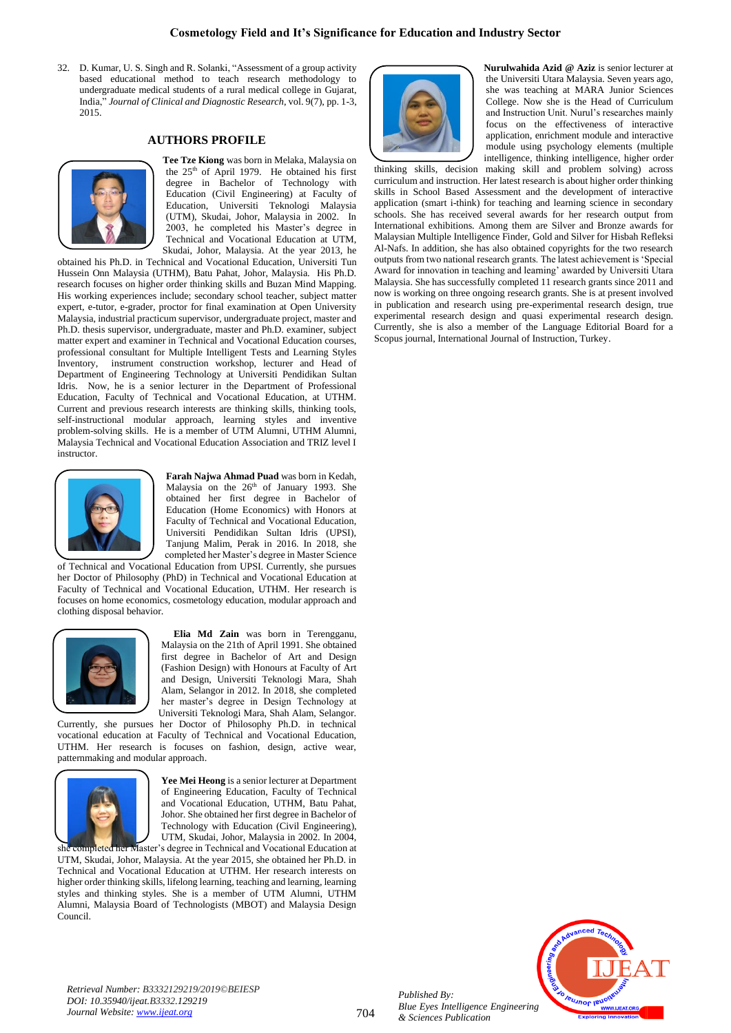32. D. Kumar, U. S. Singh and R. Solanki, "Assessment of a group activity based educational method to teach research methodology to undergraduate medical students of a rural medical college in Gujarat, India," *Journal of Clinical and Diagnostic Research*, vol. 9(7), pp. 1-3, 2015.

## AUTHORS PROFILE

**Tee Tze Kiong** was born in Melaka, Malaysia on the 25th of April 1979. He obtained his first degree in Bachelor of Technology with Education (Civil Engineering) at Faculty of Education, Universiti Teknologi Malaysia (UTM), Skudai, Johor, Malaysia in 2002. In 2003, he completed his Master's degree in Technical and Vocational Education at UTM, Skudai, Johor, Malaysia. At the year 2013, he obtained his Ph.D. in Technical and Vocational Education, Universiti Tun Hussein Onn Malaysia (UTHM), Batu Pahat, Johor, Malaysia. His Ph.D. research focuses on higher order thinking skills and Buzan Mind Mapping. His working experiences include; secondary school teacher, subject matter expert, e-tutor, e-grader, proctor for final examination at Open University Malaysia, industrial practicum supervisor, undergraduate project, master and Ph.D. thesis supervisor, undergraduate, master and Ph.D. examiner, subject matter expert and examiner in Technical and Vocational Education courses, professional consultant for Multiple Intelligent Tests and Learning Styles Inventory, instrument construction workshop, lecturer and Head of Department of Engineering Technology at Universiti Pendidikan Sultan Idris. Now, he is a senior lecturer in the Department of Professional Education, Faculty of Technical and Vocational Education, at UTHM. Current and previous research interests are thinking skills, thinking tools, self-instructional modular approach, learning styles and inventive problem-solving skills. He is a member of UTM Alumni, UTHM Alumni, Malaysia Technical and Vocational Education Association and TRIZ level I instructor.

**Farah Najwa Ahmad Puad** was born in Kedah, Malaysia on the 26th of January 1993. She obtained her first degree in Bachelor of Education (Home Economics) with Honors at Faculty of Technical and Vocational Education, Universiti Pendidikan Sultan Idris (UPSI), Tanjung Malim, Perak in 2016. In 2018, she completed her Master's degree in Master Science of Technical and Vocational Education from UPSI. Currently, she pursues her Doctor of Philosophy (PhD) in Technical and Vocational Education at Faculty of Technical and Vocational Education, UTHM. Her research is focuses on home economics, cosmetology education, modular approach and clothing disposal behavior.

**Elia Md Zain** was born in Terengganu, Malaysia on the 21th of April 1991. She obtained first degree in Bachelor of Art and Design (Fashion Design) with Honours at Faculty of Art and Design, Universiti Teknologi Mara, Shah Alam, Selangor in 2012. In 2018, she completed her master's degree in Design Technology at Universiti Teknologi Mara, Shah Alam, Selangor. Currently, she pursues her Doctor of Philosophy Ph.D. in technical vocational education at Faculty of Technical and Vocational Education, UTHM. Her research is focuses on fashion, design, active wear, patternmaking and modular approach.

**Yee Mei Heong** is a senior lecturer at Department of Engineering Education, Faculty of Technical and Vocational Education, UTHM, Batu Pahat, Johor. She obtained her first degree in Bachelor of Technology with Education (Civil Engineering), UTM, Skudai, Johor, Malaysia in 2002. In 2004, she completed her Master's degree in Technical and Vocational Education at UTM, Skudai, Johor, Malaysia. At the year 2015, she obtained her Ph.D. in Technical and Vocational Education at UTHM. Her research interests on higher order thinking skills, lifelong learning, teaching and learning, learning styles and thinking styles. She is a member of UTM Alumni, UTHM Alumni, Malaysia Board of Technologists (MBOT) and Malaysia Design Council.

**Nurulwahida Azid @ Aziz** is senior lecturer at the Universiti Utara Malaysia. Seven years ago, she was teaching at MARA Junior Sciences College. Now she is the Head of Curriculum and Instruction Unit. Nurul's researches mainly focus on the effectiveness of interactive application, enrichment module and interactive module using psychology elements (multiple intelligence, thinking intelligence, higher order thinking skills, decision making skill and problem solving) across curriculum and instruction. Her latest research is about higher order thinking skills in School Based Assessment and the development of interactive application (smart i-think) for teaching and learning science in secondary schools. She has received several awards for her research output from International exhibitions. Among them are Silver and Bronze awards for Malaysian Multiple Intelligence Finder, Gold and Silver for Hisbah Refleksi Al-Nafs. In addition, she has also obtained copyrights for the two research outputs from two national research grants. The latest achievement is 'Special Award for innovation in teaching and learning' awarded by Universiti Utara Malaysia. She has successfully completed 11 research grants since 2011 and now is working on three ongoing research grants. She is at present involved in publication and research using pre-experimental research design, true experimental research design and quasi experimental research design. Currently, she is also a member of the Language Editorial Board for a Scopus journal, International Journal of Instruction, Turkey.